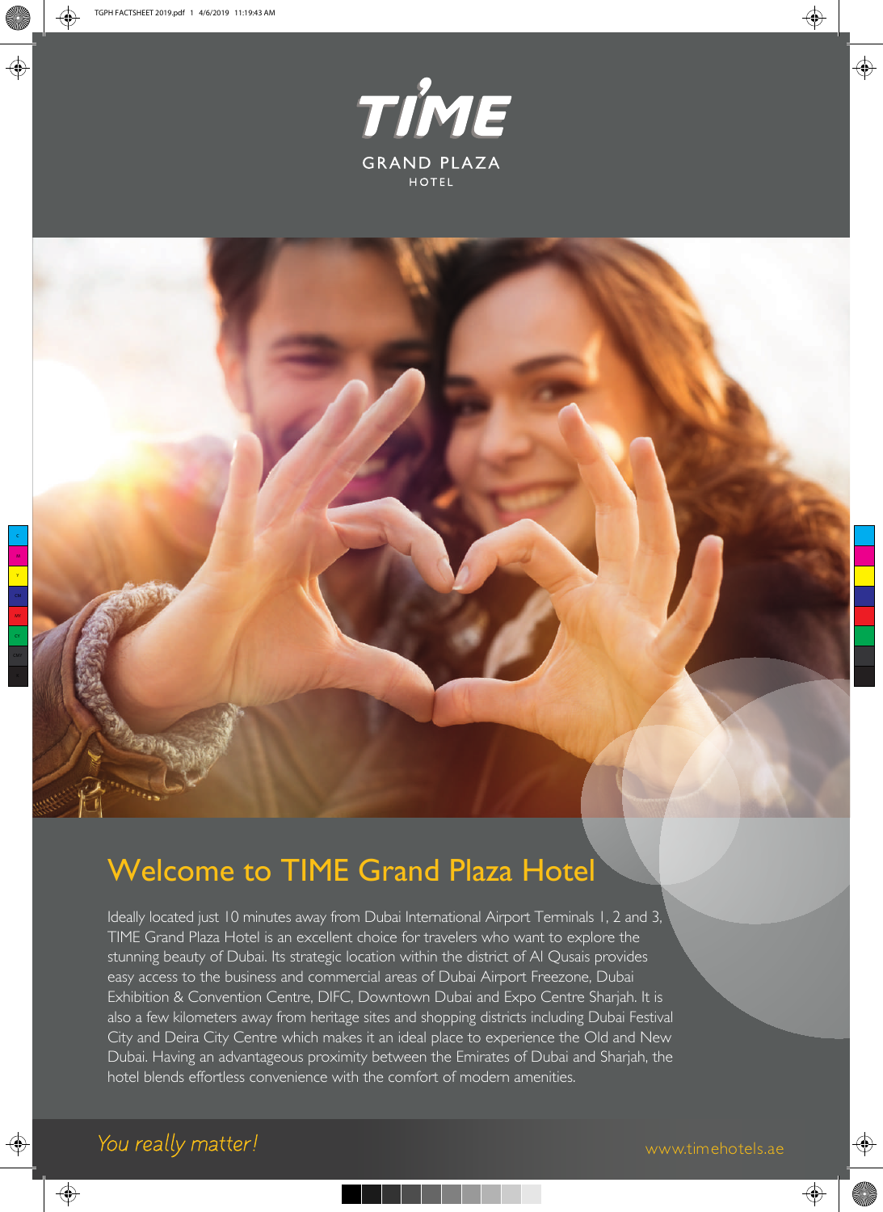# TIME

## GRAND PLAZA HOTEL

## Welcome to TIME Grand Plaza Hotel

Ideally located just 10 minutes away from Dubai International Airport Terminals 1, 2 and 3, TIME Grand Plaza Hotel is an excellent choice for travelers who want to explore the stunning beauty of Dubai. Its strategic location within the district of Al Qusais provides easy access to the business and commercial areas of Dubai Airport Freezone, Dubai Exhibition & Convention Centre, DIFC, Downtown Dubai and Expo Centre Sharjah. It is also a few kilometers away from heritage sites and shopping districts including Dubai Festival City and Deira City Centre which makes it an ideal place to experience the Old and New Dubai. Having an advantageous proximity between the Emirates of Dubai and Sharjah, the hotel blends effortless convenience with the comfort of modern amenities.

*You really matter!*

www.timehotels.ae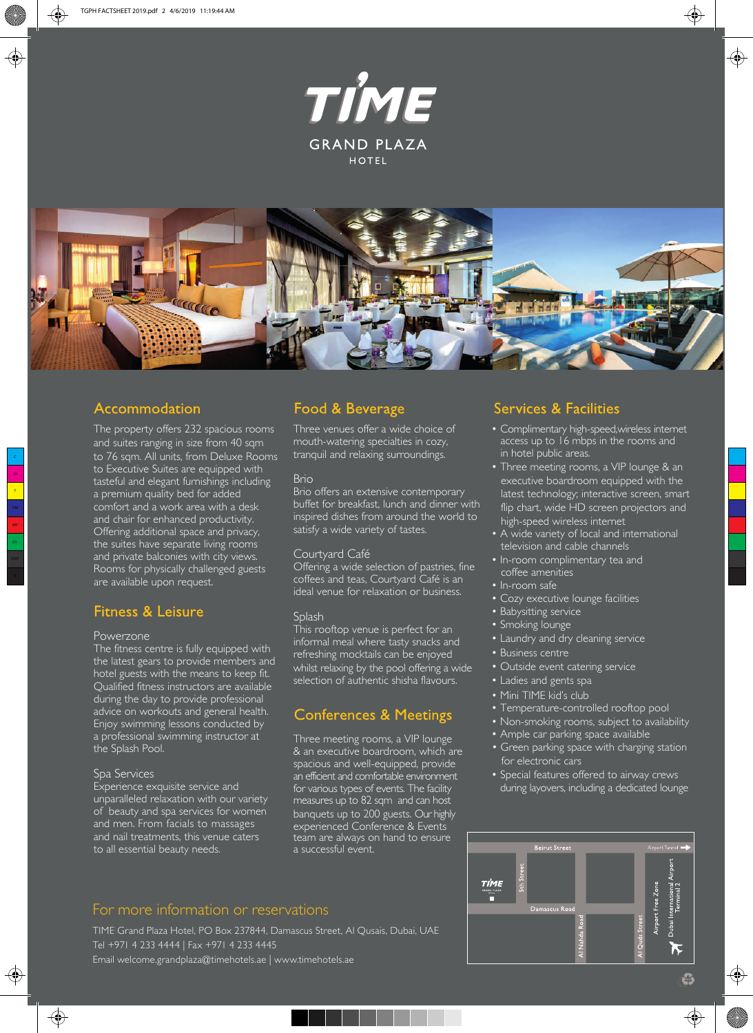# TIME GRAND PLAZA HOTEL

## Accommodation

The property offers 232 spacious rooms and suites ranging in size from 40 sqm to 76 sqm. All units, from Deluxe Rooms to Executive Suites are equipped with tasteful and elegant furnishings including a premium quality bed for added comfort and a work area with a desk and chair for enhanced productivity. Offering additional space and privacy, the suites have separate living rooms and private balconies with city views. Rooms for physically challenged guests are available upon request.

## Fitness & Leisure

### Powerzone

The fitness centre is fully equipped with the latest gears to provide members and hotel guests with the means to keep fit. Qualified fitness instructors are available during the day to provide professional advice on workouts and general health. Enjoy swimming lessons conducted by a professional swimming instructor at the Splash Pool.

### Spa Services

Experience exquisite service and unparalleled relaxation with our variety of beauty and spa services for women and men. From facials to massages and nail treatments, this venue caters to all essential beauty needs.

## Food & Beverage

Three venues offer a wide choice of mouth-watering specialties in cozy, tranquil and relaxing surroundings.

### Brio

Brio offers an extensive contemporary buffet for breakfast, lunch and dinner with inspired dishes from around the world to satisfy a wide variety of tastes.

### Courtyard Café

Offering a wide selection of pastries, fine coffees and teas, Courtyard Café is an ideal venue for relaxation or business.

### Splash

This rooftop venue is perfect for an informal meal where tasty snacks and refreshing mocktails can be enjoyed whilst relaxing by the pool offering a wide selection of authentic shisha flavours.

## Conferences & Meetings

Three meeting rooms, a VIP lounge & an executive boardroom, which are spacious and well-equipped, provide an efficient and comfortable environment for various types of events. The facility measures up to 82 sqm and can host banquets up to 200 guests. Our highly experienced Conference & Events team are always on hand to ensure a successful event.

## Services & Facilities

- Complimentary high-speed,wireless internet access up to 16 mbps in the rooms and in hotel public areas.
- Three meeting rooms, a VIP lounge & an executive boardroom equipped with the latest technology; interactive screen, smart flip chart, wide HD screen projectors and high-speed wireless internet
- A wide variety of local and international television and cable channels
- In-room complimentary tea and coffee amenities
- In-room safe
- Cozy executive lounge facilities
- Babysitting service
- Smoking lounge
- Laundry and dry cleaning service
- Business centre
- Outside event catering service
- Ladies and gents spa
- Mini TIME kid's club
- Temperature-controlled rooftop pool
- Non-smoking rooms, subject to availability
- Ample car parking space available
- Green parking space with charging station for electronic cars
- Special features offered to airway crews during layovers, including a dedicated lounge

Beirut Street
Airport Tunnel
5th Street
TIME GRAND PLAZA
Damascus Road
Al Nahda Road
Al Quds Street
Airport Free Zone
Dubai International Airport Terminal 2

## For more information or reservations

TIME Grand Plaza Hotel, PO Box 237844, Damascus Street, Al Qusais, Dubai, UAE
Tel +971 4 233 4444 | Fax +971 4 233 4445
Email welcome.grandplaza@timehotels.ae | www.timehotels.ae